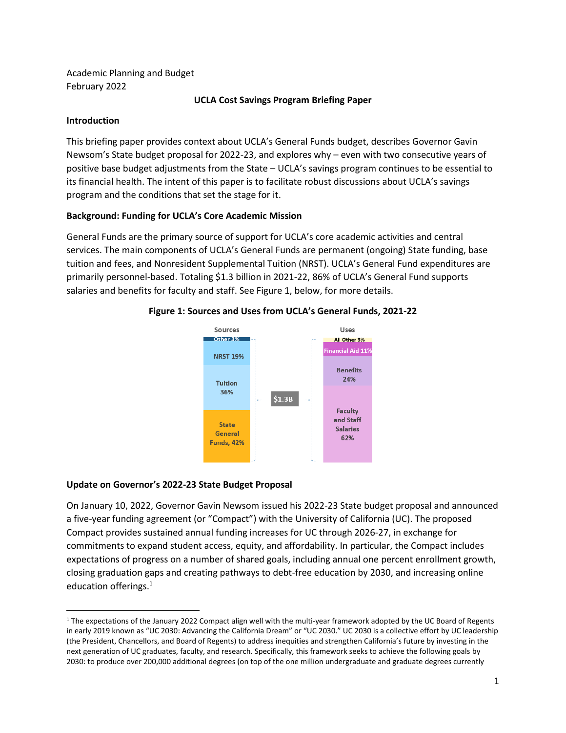Academic Planning and Budget
February 2022

**UCLA Cost Savings Program Briefing Paper**

**Introduction**

This briefing paper provides context about UCLA's General Funds budget, describes Governor Gavin Newsom's State budget proposal for 2022-23, and explores why – even with two consecutive years of positive base budget adjustments from the State – UCLA's savings program continues to be essential to its financial health. The intent of this paper is to facilitate robust discussions about UCLA's savings program and the conditions that set the stage for it.

**Background: Funding for UCLA's Core Academic Mission**

General Funds are the primary source of support for UCLA's core academic activities and central services. The main components of UCLA's General Funds are permanent (ongoing) State funding, base tuition and fees, and Nonresident Supplemental Tuition (NRST). UCLA's General Fund expenditures are primarily personnel-based. Totaling $1.3 billion in 2021-22, 86% of UCLA's General Fund supports salaries and benefits for faculty and staff. See Figure 1, below, for more details.

**Figure 1: Sources and Uses from UCLA's General Funds, 2021-22**

| Sources | | Uses |
|---|---|---|
| Other 3% | | All Other 3% |
| NRST 19% | | Financial Aid 11% |
| Tuition 36% | $1.3B | Benefits 24% |
| State General Funds, 42% | | Faculty and Staff Salaries 62% |

**Update on Governor's 2022-23 State Budget Proposal**

On January 10, 2022, Governor Gavin Newsom issued his 2022-23 State budget proposal and announced a five-year funding agreement (or "Compact") with the University of California (UC). The proposed Compact provides sustained annual funding increases for UC through 2026-27, in exchange for commitments to expand student access, equity, and affordability. In particular, the Compact includes expectations of progress on a number of shared goals, including annual one percent enrollment growth, closing graduation gaps and creating pathways to debt-free education by 2030, and increasing online education offerings.[1]

---

[1] The expectations of the January 2022 Compact align well with the multi-year framework adopted by the UC Board of Regents in early 2019 known as "UC 2030: Advancing the California Dream" or "UC 2030." UC 2030 is a collective effort by UC leadership (the President, Chancellors, and Board of Regents) to address inequities and strengthen California's future by investing in the next generation of UC graduates, faculty, and research. Specifically, this framework seeks to achieve the following goals by 2030: to produce over 200,000 additional degrees (on top of the one million undergraduate and graduate degrees currently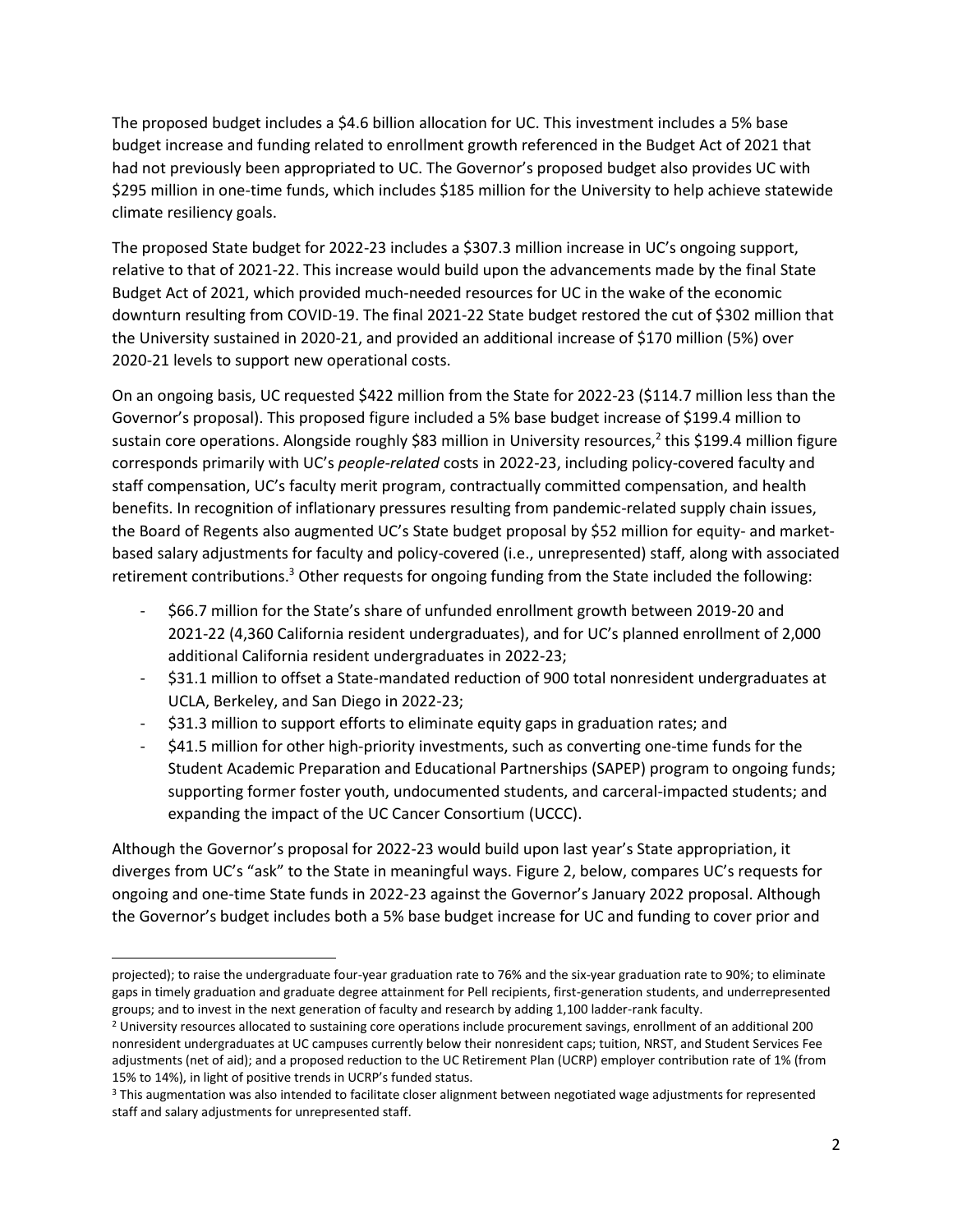The proposed budget includes a $4.6 billion allocation for UC. This investment includes a 5% base budget increase and funding related to enrollment growth referenced in the Budget Act of 2021 that had not previously been appropriated to UC. The Governor's proposed budget also provides UC with $295 million in one-time funds, which includes $185 million for the University to help achieve statewide climate resiliency goals.

The proposed State budget for 2022-23 includes a $307.3 million increase in UC's ongoing support, relative to that of 2021-22. This increase would build upon the advancements made by the final State Budget Act of 2021, which provided much-needed resources for UC in the wake of the economic downturn resulting from COVID-19. The final 2021-22 State budget restored the cut of $302 million that the University sustained in 2020-21, and provided an additional increase of $170 million (5%) over 2020-21 levels to support new operational costs.

On an ongoing basis, UC requested $422 million from the State for 2022-23 ($114.7 million less than the Governor's proposal). This proposed figure included a 5% base budget increase of $199.4 million to sustain core operations. Alongside roughly $83 million in University resources,[2] this $199.4 million figure corresponds primarily with UC's *people-related* costs in 2022-23, including policy-covered faculty and staff compensation, UC's faculty merit program, contractually committed compensation, and health benefits. In recognition of inflationary pressures resulting from pandemic-related supply chain issues, the Board of Regents also augmented UC's State budget proposal by $52 million for equity- and market-based salary adjustments for faculty and policy-covered (i.e., unrepresented) staff, along with associated retirement contributions.[3] Other requests for ongoing funding from the State included the following:

- $66.7 million for the State's share of unfunded enrollment growth between 2019-20 and 2021-22 (4,360 California resident undergraduates), and for UC's planned enrollment of 2,000 additional California resident undergraduates in 2022-23;
- $31.1 million to offset a State-mandated reduction of 900 total nonresident undergraduates at UCLA, Berkeley, and San Diego in 2022-23;
- $31.3 million to support efforts to eliminate equity gaps in graduation rates; and
- $41.5 million for other high-priority investments, such as converting one-time funds for the Student Academic Preparation and Educational Partnerships (SAPEP) program to ongoing funds; supporting former foster youth, undocumented students, and carceral-impacted students; and expanding the impact of the UC Cancer Consortium (UCCC).

Although the Governor's proposal for 2022-23 would build upon last year's State appropriation, it diverges from UC's "ask" to the State in meaningful ways. Figure 2, below, compares UC's requests for ongoing and one-time State funds in 2022-23 against the Governor's January 2022 proposal. Although the Governor's budget includes both a 5% base budget increase for UC and funding to cover prior and

---

projected); to raise the undergraduate four-year graduation rate to 76% and the six-year graduation rate to 90%; to eliminate gaps in timely graduation and graduate degree attainment for Pell recipients, first-generation students, and underrepresented groups; and to invest in the next generation of faculty and research by adding 1,100 ladder-rank faculty.

[2] University resources allocated to sustaining core operations include procurement savings, enrollment of an additional 200 nonresident undergraduates at UC campuses currently below their nonresident caps; tuition, NRST, and Student Services Fee adjustments (net of aid); and a proposed reduction to the UC Retirement Plan (UCRP) employer contribution rate of 1% (from 15% to 14%), in light of positive trends in UCRP's funded status.

[3] This augmentation was also intended to facilitate closer alignment between negotiated wage adjustments for represented staff and salary adjustments for unrepresented staff.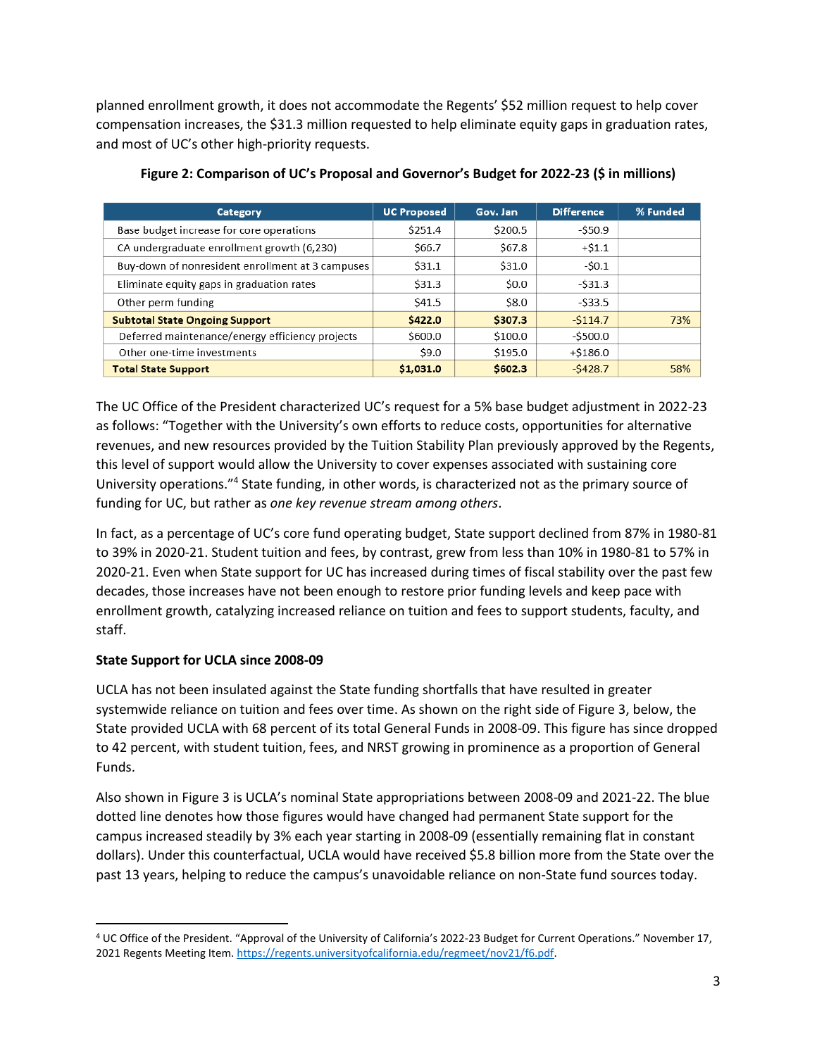planned enrollment growth, it does not accommodate the Regents' $52 million request to help cover compensation increases, the $31.3 million requested to help eliminate equity gaps in graduation rates, and most of UC's other high-priority requests.

**Figure 2: Comparison of UC's Proposal and Governor's Budget for 2022-23 ($ in millions)**

| Category | UC Proposed | Gov. Jan | Difference | % Funded |
|---|---|---|---|---|
| Base budget increase for core operations | $251.4 | $200.5 | -$50.9 | |
| CA undergraduate enrollment growth (6,230) | $66.7 | $67.8 | +$1.1 | |
| Buy-down of nonresident enrollment at 3 campuses | $31.1 | $31.0 | -$0.1 | |
| Eliminate equity gaps in graduation rates | $31.3 | $0.0 | -$31.3 | |
| Other perm funding | $41.5 | $8.0 | -$33.5 | |
| **Subtotal State Ongoing Support** | **$422.0** | **$307.3** | -$114.7 | 73% |
| Deferred maintenance/energy efficiency projects | $600.0 | $100.0 | -$500.0 | |
| Other one-time investments | $9.0 | $195.0 | +$186.0 | |
| **Total State Support** | **$1,031.0** | **$602.3** | -$428.7 | 58% |

The UC Office of the President characterized UC's request for a 5% base budget adjustment in 2022-23 as follows: "Together with the University's own efforts to reduce costs, opportunities for alternative revenues, and new resources provided by the Tuition Stability Plan previously approved by the Regents, this level of support would allow the University to cover expenses associated with sustaining core University operations."[4] State funding, in other words, is characterized not as the primary source of funding for UC, but rather as *one key revenue stream among others*.

In fact, as a percentage of UC's core fund operating budget, State support declined from 87% in 1980-81 to 39% in 2020-21. Student tuition and fees, by contrast, grew from less than 10% in 1980-81 to 57% in 2020-21. Even when State support for UC has increased during times of fiscal stability over the past few decades, those increases have not been enough to restore prior funding levels and keep pace with enrollment growth, catalyzing increased reliance on tuition and fees to support students, faculty, and staff.

**State Support for UCLA since 2008-09**

UCLA has not been insulated against the State funding shortfalls that have resulted in greater systemwide reliance on tuition and fees over time. As shown on the right side of Figure 3, below, the State provided UCLA with 68 percent of its total General Funds in 2008-09. This figure has since dropped to 42 percent, with student tuition, fees, and NRST growing in prominence as a proportion of General Funds.

Also shown in Figure 3 is UCLA's nominal State appropriations between 2008-09 and 2021-22. The blue dotted line denotes how those figures would have changed had permanent State support for the campus increased steadily by 3% each year starting in 2008-09 (essentially remaining flat in constant dollars). Under this counterfactual, UCLA would have received $5.8 billion more from the State over the past 13 years, helping to reduce the campus's unavoidable reliance on non-State fund sources today.

---

[4] UC Office of the President. "Approval of the University of California's 2022-23 Budget for Current Operations." November 17, 2021 Regents Meeting Item. https://regents.universityofcalifornia.edu/regmeet/nov21/f6.pdf.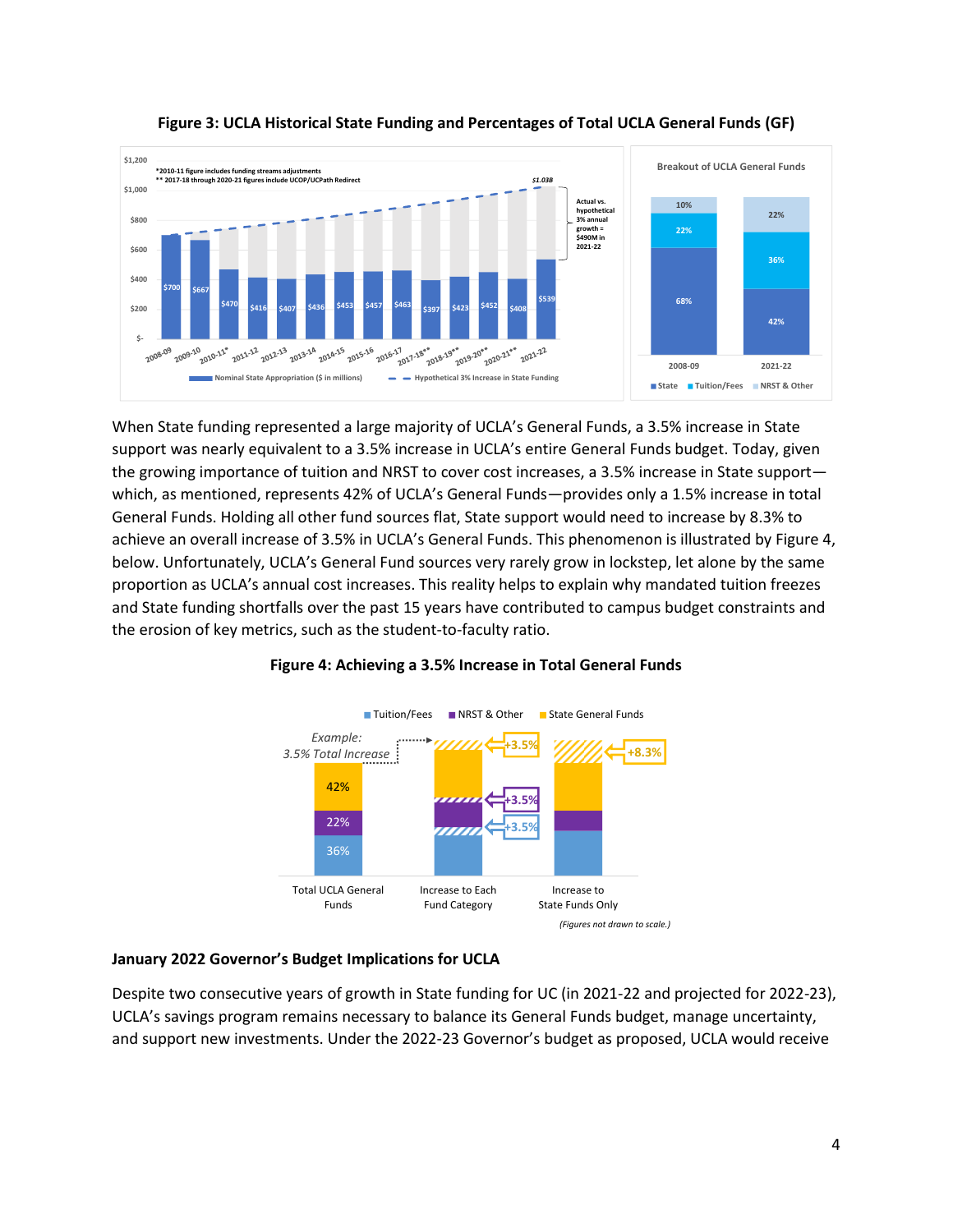**Figure 3: UCLA Historical State Funding and Percentages of Total UCLA General Funds (GF)**

When State funding represented a large majority of UCLA's General Funds, a 3.5% increase in State support was nearly equivalent to a 3.5% increase in UCLA's entire General Funds budget. Today, given the growing importance of tuition and NRST to cover cost increases, a 3.5% increase in State support—which, as mentioned, represents 42% of UCLA's General Funds—provides only a 1.5% increase in total General Funds. Holding all other fund sources flat, State support would need to increase by 8.3% to achieve an overall increase of 3.5% in UCLA's General Funds. This phenomenon is illustrated by Figure 4, below. Unfortunately, UCLA's General Fund sources very rarely grow in lockstep, let alone by the same proportion as UCLA's annual cost increases. This reality helps to explain why mandated tuition freezes and State funding shortfalls over the past 15 years have contributed to campus budget constraints and the erosion of key metrics, such as the student-to-faculty ratio.

**Figure 4: Achieving a 3.5% Increase in Total General Funds**

### January 2022 Governor's Budget Implications for UCLA

Despite two consecutive years of growth in State funding for UC (in 2021-22 and projected for 2022-23), UCLA's savings program remains necessary to balance its General Funds budget, manage uncertainty, and support new investments. Under the 2022-23 Governor's budget as proposed, UCLA would receive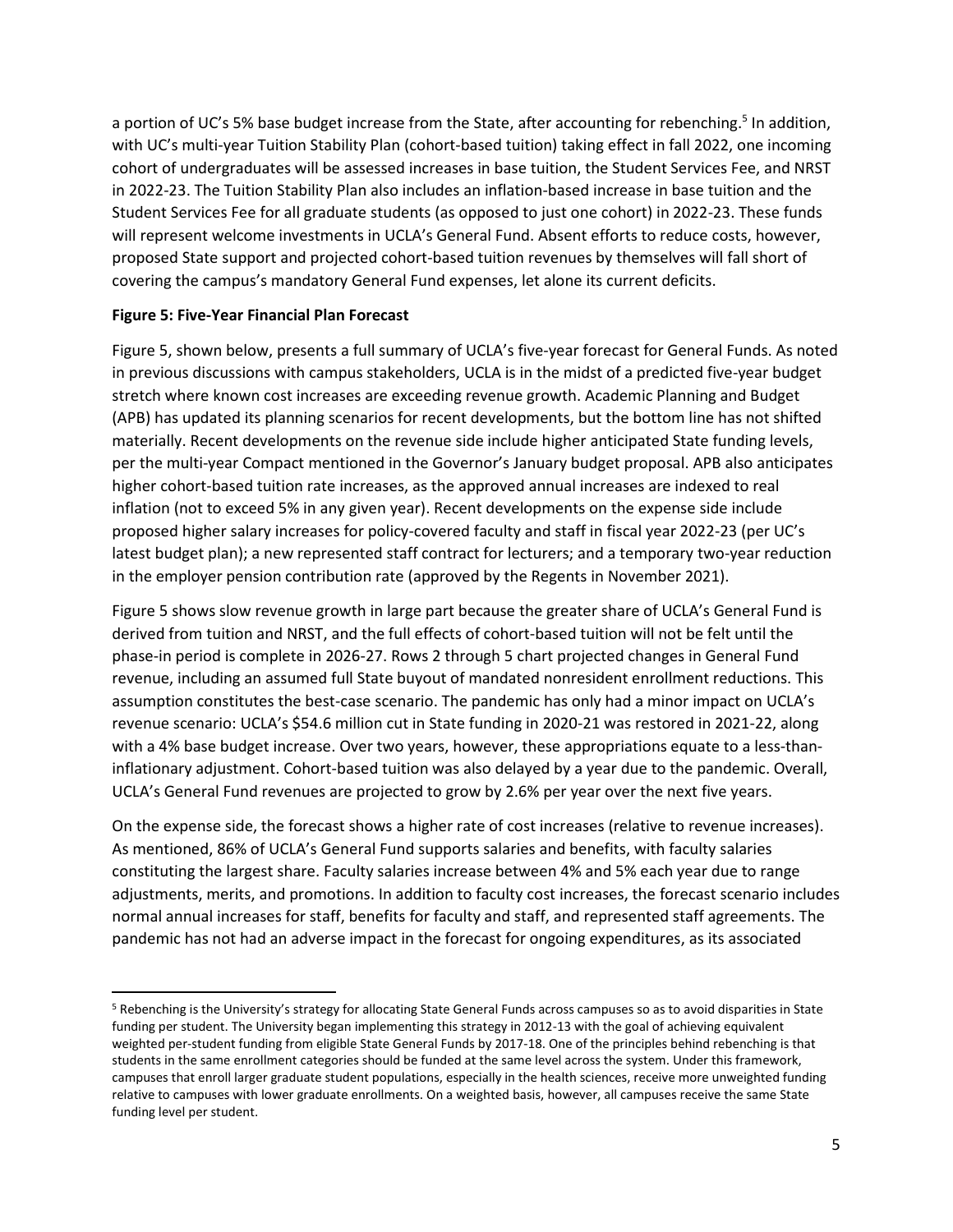a portion of UC's 5% base budget increase from the State, after accounting for rebenching.[5] In addition, with UC's multi-year Tuition Stability Plan (cohort-based tuition) taking effect in fall 2022, one incoming cohort of undergraduates will be assessed increases in base tuition, the Student Services Fee, and NRST in 2022-23. The Tuition Stability Plan also includes an inflation-based increase in base tuition and the Student Services Fee for all graduate students (as opposed to just one cohort) in 2022-23. These funds will represent welcome investments in UCLA's General Fund. Absent efforts to reduce costs, however, proposed State support and projected cohort-based tuition revenues by themselves will fall short of covering the campus's mandatory General Fund expenses, let alone its current deficits.

**Figure 5: Five-Year Financial Plan Forecast**

Figure 5, shown below, presents a full summary of UCLA's five-year forecast for General Funds. As noted in previous discussions with campus stakeholders, UCLA is in the midst of a predicted five-year budget stretch where known cost increases are exceeding revenue growth. Academic Planning and Budget (APB) has updated its planning scenarios for recent developments, but the bottom line has not shifted materially. Recent developments on the revenue side include higher anticipated State funding levels, per the multi-year Compact mentioned in the Governor's January budget proposal. APB also anticipates higher cohort-based tuition rate increases, as the approved annual increases are indexed to real inflation (not to exceed 5% in any given year). Recent developments on the expense side include proposed higher salary increases for policy-covered faculty and staff in fiscal year 2022-23 (per UC's latest budget plan); a new represented staff contract for lecturers; and a temporary two-year reduction in the employer pension contribution rate (approved by the Regents in November 2021).

Figure 5 shows slow revenue growth in large part because the greater share of UCLA's General Fund is derived from tuition and NRST, and the full effects of cohort-based tuition will not be felt until the phase-in period is complete in 2026-27. Rows 2 through 5 chart projected changes in General Fund revenue, including an assumed full State buyout of mandated nonresident enrollment reductions. This assumption constitutes the best-case scenario. The pandemic has only had a minor impact on UCLA's revenue scenario: UCLA's $54.6 million cut in State funding in 2020-21 was restored in 2021-22, along with a 4% base budget increase. Over two years, however, these appropriations equate to a less-than-inflationary adjustment. Cohort-based tuition was also delayed by a year due to the pandemic. Overall, UCLA's General Fund revenues are projected to grow by 2.6% per year over the next five years.

On the expense side, the forecast shows a higher rate of cost increases (relative to revenue increases). As mentioned, 86% of UCLA's General Fund supports salaries and benefits, with faculty salaries constituting the largest share. Faculty salaries increase between 4% and 5% each year due to range adjustments, merits, and promotions. In addition to faculty cost increases, the forecast scenario includes normal annual increases for staff, benefits for faculty and staff, and represented staff agreements. The pandemic has not had an adverse impact in the forecast for ongoing expenditures, as its associated

[5] Rebenching is the University's strategy for allocating State General Funds across campuses so as to avoid disparities in State funding per student. The University began implementing this strategy in 2012-13 with the goal of achieving equivalent weighted per-student funding from eligible State General Funds by 2017-18. One of the principles behind rebenching is that students in the same enrollment categories should be funded at the same level across the system. Under this framework, campuses that enroll larger graduate student populations, especially in the health sciences, receive more unweighted funding relative to campuses with lower graduate enrollments. On a weighted basis, however, all campuses receive the same State funding level per student.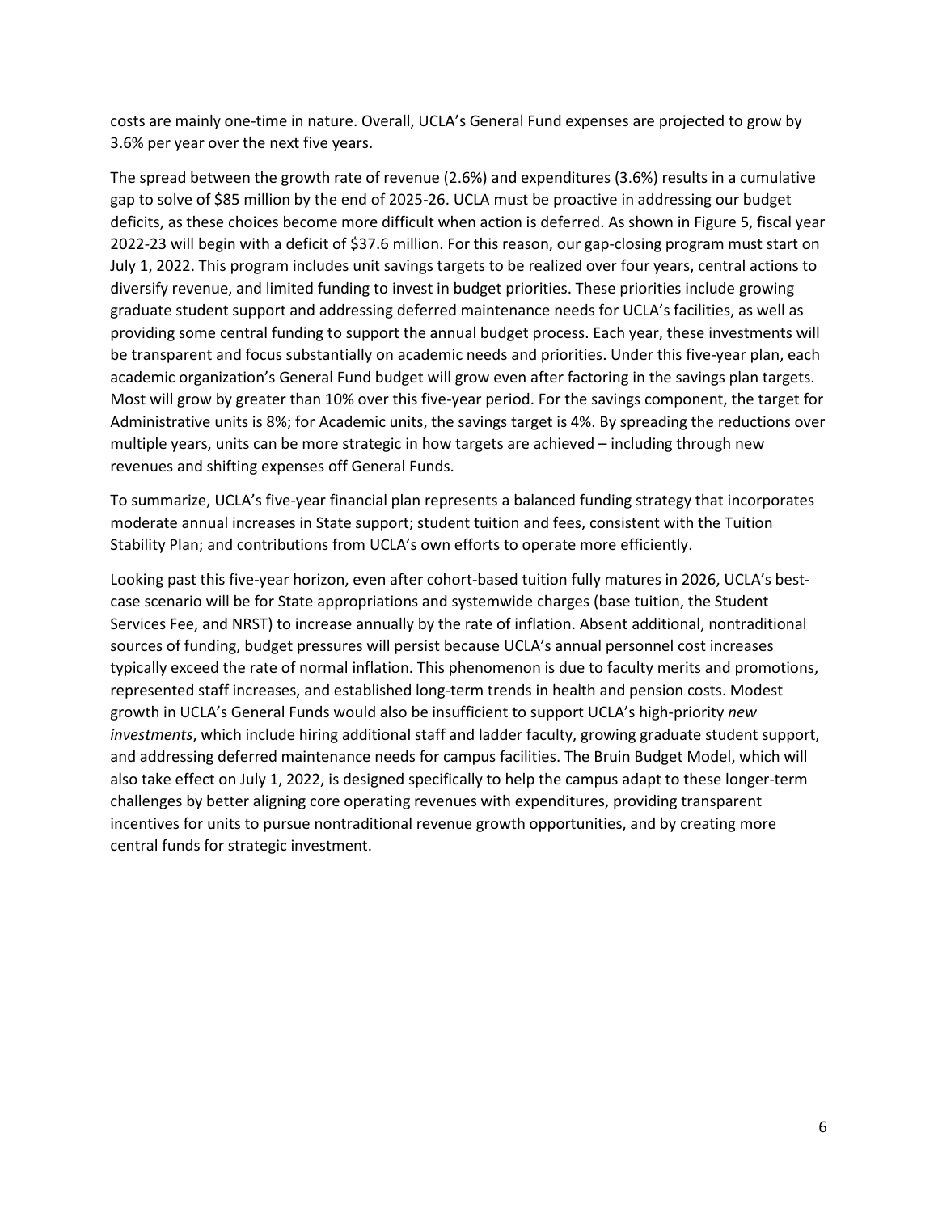costs are mainly one-time in nature. Overall, UCLA's General Fund expenses are projected to grow by 3.6% per year over the next five years.

The spread between the growth rate of revenue (2.6%) and expenditures (3.6%) results in a cumulative gap to solve of $85 million by the end of 2025-26. UCLA must be proactive in addressing our budget deficits, as these choices become more difficult when action is deferred. As shown in Figure 5, fiscal year 2022-23 will begin with a deficit of $37.6 million. For this reason, our gap-closing program must start on July 1, 2022. This program includes unit savings targets to be realized over four years, central actions to diversify revenue, and limited funding to invest in budget priorities. These priorities include growing graduate student support and addressing deferred maintenance needs for UCLA's facilities, as well as providing some central funding to support the annual budget process. Each year, these investments will be transparent and focus substantially on academic needs and priorities. Under this five-year plan, each academic organization's General Fund budget will grow even after factoring in the savings plan targets. Most will grow by greater than 10% over this five-year period. For the savings component, the target for Administrative units is 8%; for Academic units, the savings target is 4%. By spreading the reductions over multiple years, units can be more strategic in how targets are achieved – including through new revenues and shifting expenses off General Funds.

To summarize, UCLA's five-year financial plan represents a balanced funding strategy that incorporates moderate annual increases in State support; student tuition and fees, consistent with the Tuition Stability Plan; and contributions from UCLA's own efforts to operate more efficiently.

Looking past this five-year horizon, even after cohort-based tuition fully matures in 2026, UCLA's best-case scenario will be for State appropriations and systemwide charges (base tuition, the Student Services Fee, and NRST) to increase annually by the rate of inflation. Absent additional, nontraditional sources of funding, budget pressures will persist because UCLA's annual personnel cost increases typically exceed the rate of normal inflation. This phenomenon is due to faculty merits and promotions, represented staff increases, and established long-term trends in health and pension costs. Modest growth in UCLA's General Funds would also be insufficient to support UCLA's high-priority *new investments*, which include hiring additional staff and ladder faculty, growing graduate student support, and addressing deferred maintenance needs for campus facilities. The Bruin Budget Model, which will also take effect on July 1, 2022, is designed specifically to help the campus adapt to these longer-term challenges by better aligning core operating revenues with expenditures, providing transparent incentives for units to pursue nontraditional revenue growth opportunities, and by creating more central funds for strategic investment.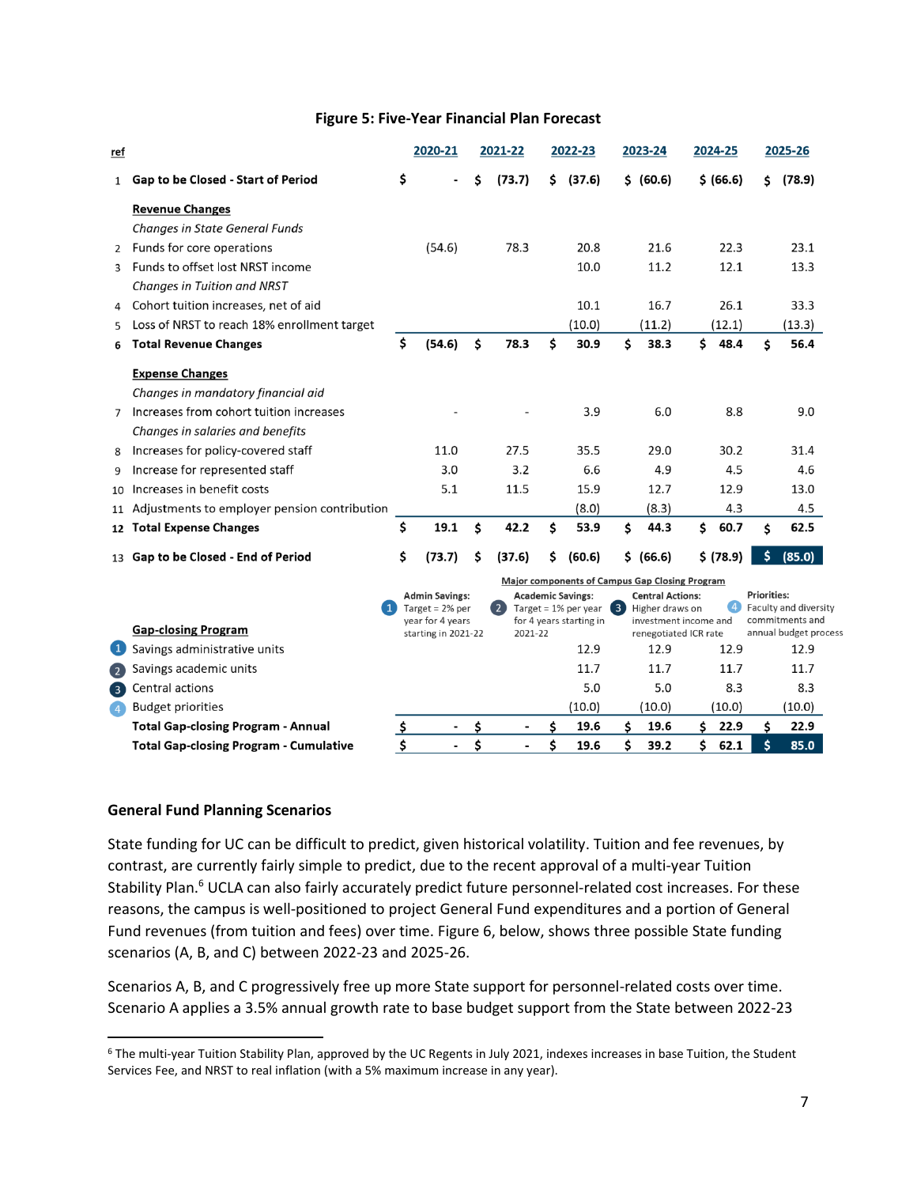**Figure 5: Five-Year Financial Plan Forecast**

| ref | | 2020-21 | 2021-22 | 2022-23 | 2023-24 | 2024-25 | 2025-26 |
|---|---|---|---|---|---|---|---|
| 1 | **Gap to be Closed - Start of Period** | $ - | $ (73.7) | $ (37.6) | $ (60.6) | $ (66.6) | $ (78.9) |
| | **Revenue Changes** | | | | | | |
| | *Changes in State General Funds* | | | | | | |
| 2 | Funds for core operations | (54.6) | 78.3 | 20.8 | 21.6 | 22.3 | 23.1 |
| 3 | Funds to offset lost NRST income | | | 10.0 | 11.2 | 12.1 | 13.3 |
| | *Changes in Tuition and NRST* | | | | | | |
| 4 | Cohort tuition increases, net of aid | | | 10.1 | 16.7 | 26.1 | 33.3 |
| 5 | Loss of NRST to reach 18% enrollment target | | | (10.0) | (11.2) | (12.1) | (13.3) |
| 6 | **Total Revenue Changes** | $ (54.6) | $ 78.3 | $ 30.9 | $ 38.3 | $ 48.4 | $ 56.4 |
| | **Expense Changes** | | | | | | |
| | *Changes in mandatory financial aid* | | | | | | |
| 7 | Increases from cohort tuition increases | - | - | 3.9 | 6.0 | 8.8 | 9.0 |
| | *Changes in salaries and benefits* | | | | | | |
| 8 | Increases for policy-covered staff | 11.0 | 27.5 | 35.5 | 29.0 | 30.2 | 31.4 |
| 9 | Increase for represented staff | 3.0 | 3.2 | 6.6 | 4.9 | 4.5 | 4.6 |
| 10 | Increases in benefit costs | 5.1 | 11.5 | 15.9 | 12.7 | 12.9 | 13.0 |
| 11 | Adjustments to employer pension contribution | | | (8.0) | (8.3) | 4.3 | 4.5 |
| 12 | **Total Expense Changes** | $ 19.1 | $ 42.2 | $ 53.9 | $ 44.3 | $ 60.7 | $ 62.5 |
| 13 | **Gap to be Closed - End of Period** | $ (73.7) | $ (37.6) | $ (60.6) | $ (66.6) | $ (78.9) | $ (85.0) |

Major components of Campus Gap Closing Program

1. **Admin Savings:** Target = 2% per year for 4 years starting in 2021-22
2. **Academic Savings:** Target = 1% per year for 4 years starting in 2021-22
3. **Central Actions:** Higher draws on investment income and renegotiated ICR rate
4. **Priorities:** Faculty and diversity commitments and annual budget process

| | **Gap-closing Program** | 2020-21 | 2021-22 | 2022-23 | 2023-24 | 2024-25 | 2025-26 |
|---|---|---|---|---|---|---|---|
| 1 | Savings administrative units | | | 12.9 | 12.9 | 12.9 | 12.9 |
| 2 | Savings academic units | | | 11.7 | 11.7 | 11.7 | 11.7 |
| 3 | Central actions | | | 5.0 | 5.0 | 8.3 | 8.3 |
| 4 | Budget priorities | | | (10.0) | (10.0) | (10.0) | (10.0) |
| | **Total Gap-closing Program - Annual** | $ - | $ - | $ 19.6 | $ 19.6 | $ 22.9 | $ 22.9 |
| | **Total Gap-closing Program - Cumulative** | $ - | $ - | $ 19.6 | $ 39.2 | $ 62.1 | $ 85.0 |

## General Fund Planning Scenarios

State funding for UC can be difficult to predict, given historical volatility. Tuition and fee revenues, by contrast, are currently fairly simple to predict, due to the recent approval of a multi-year Tuition Stability Plan.[6] UCLA can also fairly accurately predict future personnel-related cost increases. For these reasons, the campus is well-positioned to project General Fund expenditures and a portion of General Fund revenues (from tuition and fees) over time. Figure 6, below, shows three possible State funding scenarios (A, B, and C) between 2022-23 and 2025-26.

Scenarios A, B, and C progressively free up more State support for personnel-related costs over time. Scenario A applies a 3.5% annual growth rate to base budget support from the State between 2022-23

[6] The multi-year Tuition Stability Plan, approved by the UC Regents in July 2021, indexes increases in base Tuition, the Student Services Fee, and NRST to real inflation (with a 5% maximum increase in any year).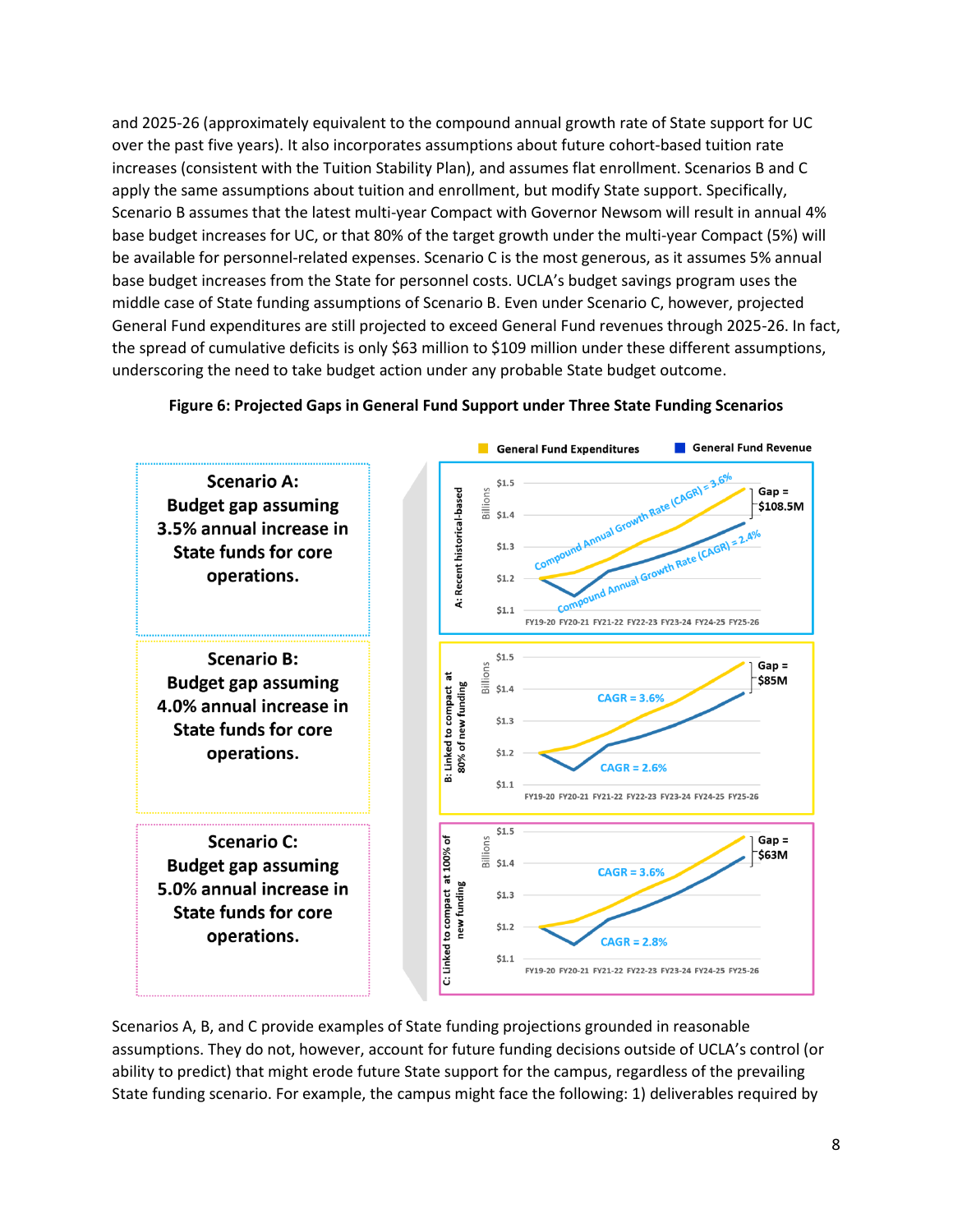and 2025-26 (approximately equivalent to the compound annual growth rate of State support for UC over the past five years). It also incorporates assumptions about future cohort-based tuition rate increases (consistent with the Tuition Stability Plan), and assumes flat enrollment. Scenarios B and C apply the same assumptions about tuition and enrollment, but modify State support. Specifically, Scenario B assumes that the latest multi-year Compact with Governor Newsom will result in annual 4% base budget increases for UC, or that 80% of the target growth under the multi-year Compact (5%) will be available for personnel-related expenses. Scenario C is the most generous, as it assumes 5% annual base budget increases from the State for personnel costs. UCLA's budget savings program uses the middle case of State funding assumptions of Scenario B. Even under Scenario C, however, projected General Fund expenditures are still projected to exceed General Fund revenues through 2025-26. In fact, the spread of cumulative deficits is only $63 million to $109 million under these different assumptions, underscoring the need to take budget action under any probable State budget outcome.

**Figure 6: Projected Gaps in General Fund Support under Three State Funding Scenarios**

General Fund Expenditures | General Fund Revenue

**Scenario A: Budget gap assuming 3.5% annual increase in State funds for core operations.**

A: Recent historical-based — Expenditures: Compound Annual Growth Rate (CAGR) = 3.6%; Revenue: Compound Annual Growth Rate (CAGR) = 2.4%; Gap = $108.5M

**Scenario B: Budget gap assuming 4.0% annual increase in State funds for core operations.**

B: Linked to compact at 80% of new funding — Expenditures: CAGR = 3.6%; Revenue: CAGR = 2.6%; Gap = $85M

**Scenario C: Budget gap assuming 5.0% annual increase in State funds for core operations.**

C: Linked to compact at 100% of new funding — Expenditures: CAGR = 3.6%; Revenue: CAGR = 2.8%; Gap = $63M

(Billions; $1.1–$1.5; FY19-20 FY20-21 FY21-22 FY22-23 FY23-24 FY24-25 FY25-26)

Scenarios A, B, and C provide examples of State funding projections grounded in reasonable assumptions. They do not, however, account for future funding decisions outside of UCLA's control (or ability to predict) that might erode future State support for the campus, regardless of the prevailing State funding scenario. For example, the campus might face the following: 1) deliverables required by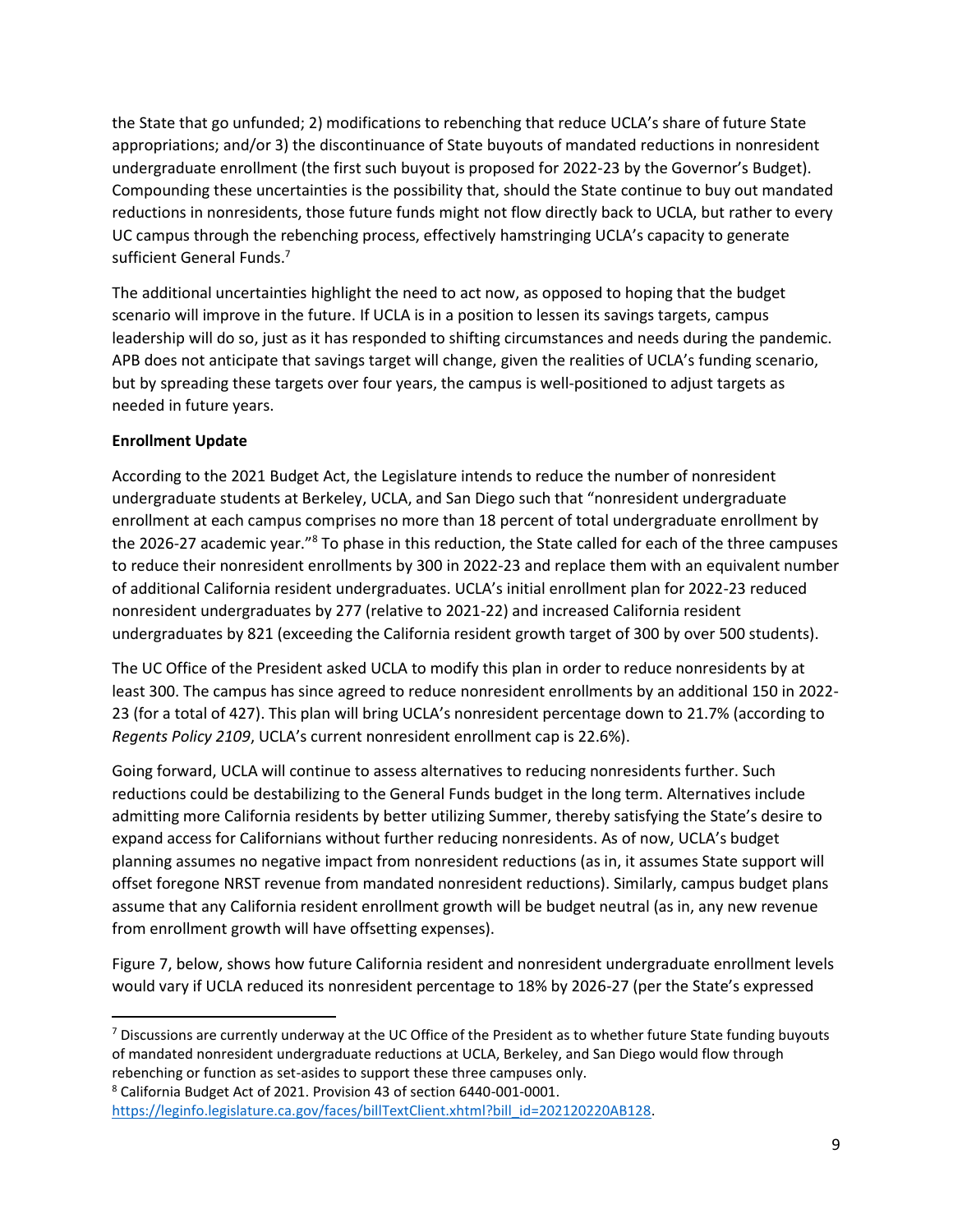the State that go unfunded; 2) modifications to rebenching that reduce UCLA's share of future State appropriations; and/or 3) the discontinuance of State buyouts of mandated reductions in nonresident undergraduate enrollment (the first such buyout is proposed for 2022-23 by the Governor's Budget). Compounding these uncertainties is the possibility that, should the State continue to buy out mandated reductions in nonresidents, those future funds might not flow directly back to UCLA, but rather to every UC campus through the rebenching process, effectively hamstringing UCLA's capacity to generate sufficient General Funds.[7]

The additional uncertainties highlight the need to act now, as opposed to hoping that the budget scenario will improve in the future. If UCLA is in a position to lessen its savings targets, campus leadership will do so, just as it has responded to shifting circumstances and needs during the pandemic. APB does not anticipate that savings target will change, given the realities of UCLA's funding scenario, but by spreading these targets over four years, the campus is well-positioned to adjust targets as needed in future years.

**Enrollment Update**

According to the 2021 Budget Act, the Legislature intends to reduce the number of nonresident undergraduate students at Berkeley, UCLA, and San Diego such that "nonresident undergraduate enrollment at each campus comprises no more than 18 percent of total undergraduate enrollment by the 2026-27 academic year."[8] To phase in this reduction, the State called for each of the three campuses to reduce their nonresident enrollments by 300 in 2022-23 and replace them with an equivalent number of additional California resident undergraduates. UCLA's initial enrollment plan for 2022-23 reduced nonresident undergraduates by 277 (relative to 2021-22) and increased California resident undergraduates by 821 (exceeding the California resident growth target of 300 by over 500 students).

The UC Office of the President asked UCLA to modify this plan in order to reduce nonresidents by at least 300. The campus has since agreed to reduce nonresident enrollments by an additional 150 in 2022-23 (for a total of 427). This plan will bring UCLA's nonresident percentage down to 21.7% (according to *Regents Policy 2109*, UCLA's current nonresident enrollment cap is 22.6%).

Going forward, UCLA will continue to assess alternatives to reducing nonresidents further. Such reductions could be destabilizing to the General Funds budget in the long term. Alternatives include admitting more California residents by better utilizing Summer, thereby satisfying the State's desire to expand access for Californians without further reducing nonresidents. As of now, UCLA's budget planning assumes no negative impact from nonresident reductions (as in, it assumes State support will offset foregone NRST revenue from mandated nonresident reductions). Similarly, campus budget plans assume that any California resident enrollment growth will be budget neutral (as in, any new revenue from enrollment growth will have offsetting expenses).

Figure 7, below, shows how future California resident and nonresident undergraduate enrollment levels would vary if UCLA reduced its nonresident percentage to 18% by 2026-27 (per the State's expressed

---

[7] Discussions are currently underway at the UC Office of the President as to whether future State funding buyouts of mandated nonresident undergraduate reductions at UCLA, Berkeley, and San Diego would flow through rebenching or function as set-asides to support these three campuses only.

[8] California Budget Act of 2021. Provision 43 of section 6440-001-0001. https://leginfo.legislature.ca.gov/faces/billTextClient.xhtml?bill_id=202120220AB128.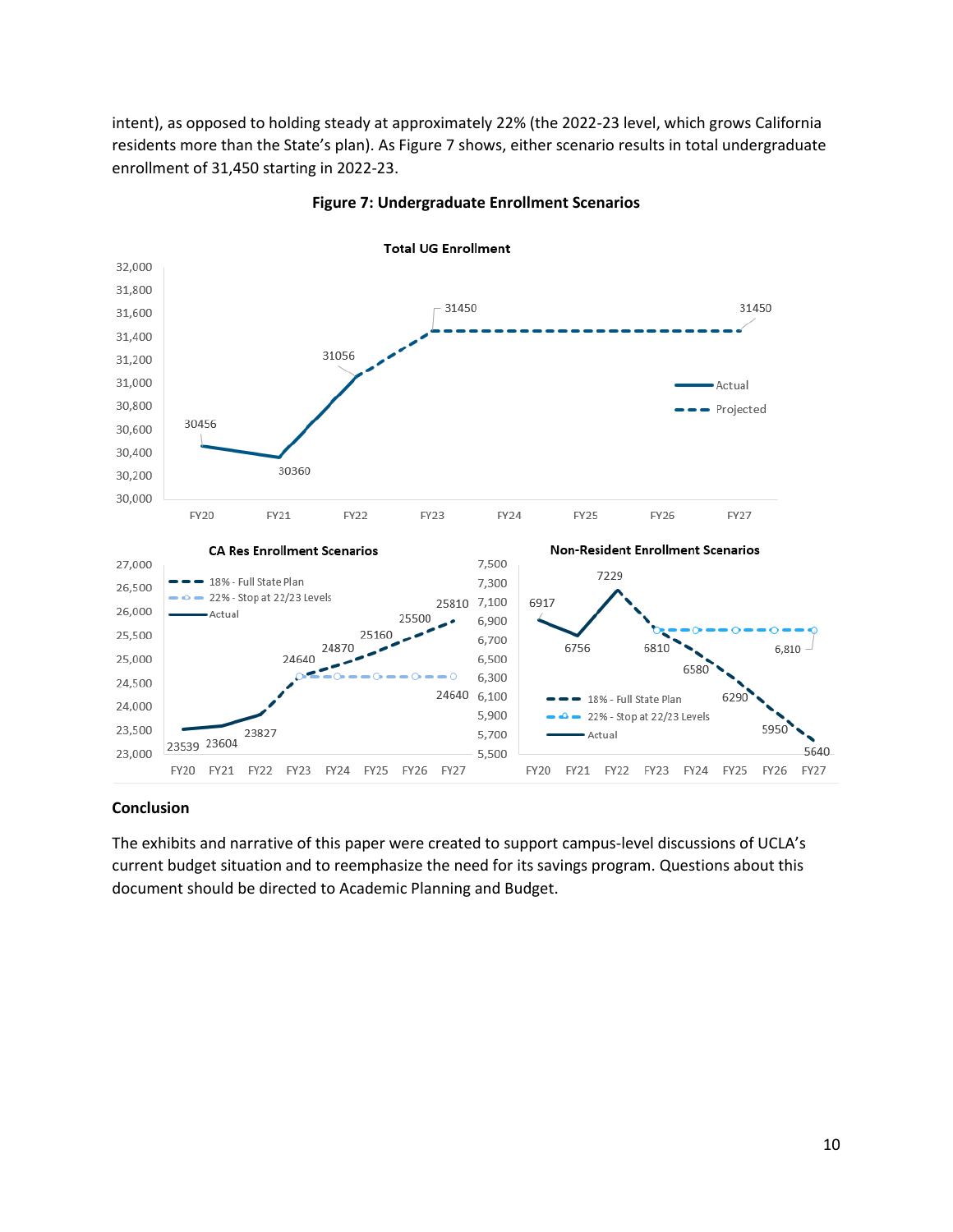intent), as opposed to holding steady at approximately 22% (the 2022-23 level, which grows California residents more than the State's plan). As Figure 7 shows, either scenario results in total undergraduate enrollment of 31,450 starting in 2022-23.

**Figure 7: Undergraduate Enrollment Scenarios**

Total UG Enrollment

32,000
31,800
31,600
31,400
31,200
31,000
30,800
30,600
30,400
30,200
30,000

FY20 FY21 FY22 FY23 FY24 FY25 FY26 FY27

30456
30360
31056
31450
31450

Actual
Projected

CA Res Enrollment Scenarios

27,000
26,500
26,000
25,500
25,000
24,500
24,000
23,500
23,000

FY20 FY21 FY22 FY23 FY24 FY25 FY26 FY27

18% - Full State Plan
22% - Stop at 22/23 Levels
Actual

23539 23604 23827 24640 24870 25160 25500 25810
24640

Non-Resident Enrollment Scenarios

7,500
7,300
7,100
6,900
6,700
6,500
6,300
6,100
5,900
5,700
5,500

FY20 FY21 FY22 FY23 FY24 FY25 FY26 FY27

6917 6756 7229 6810 6580 6290 5950 5640
6,810

18% - Full State Plan
22% - Stop at 22/23 Levels
Actual

## Conclusion

The exhibits and narrative of this paper were created to support campus-level discussions of UCLA's current budget situation and to reemphasize the need for its savings program. Questions about this document should be directed to Academic Planning and Budget.